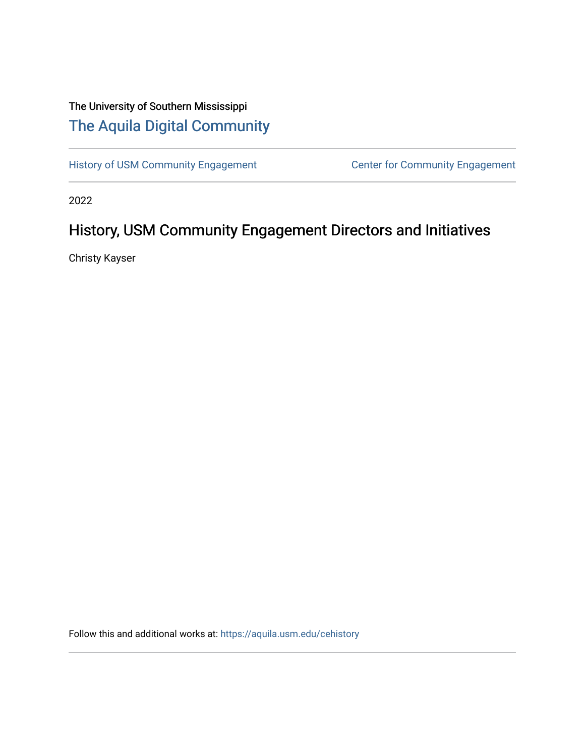The University of Southern Mississippi

# The Aquila Digital Community

History of USM Community Engagement | Center for Community Engagement

2022

## History, USM Community Engagement Directors and Initiatives

Christy Kayser

Follow this and additional works at: https://aquila.usm.edu/cehistory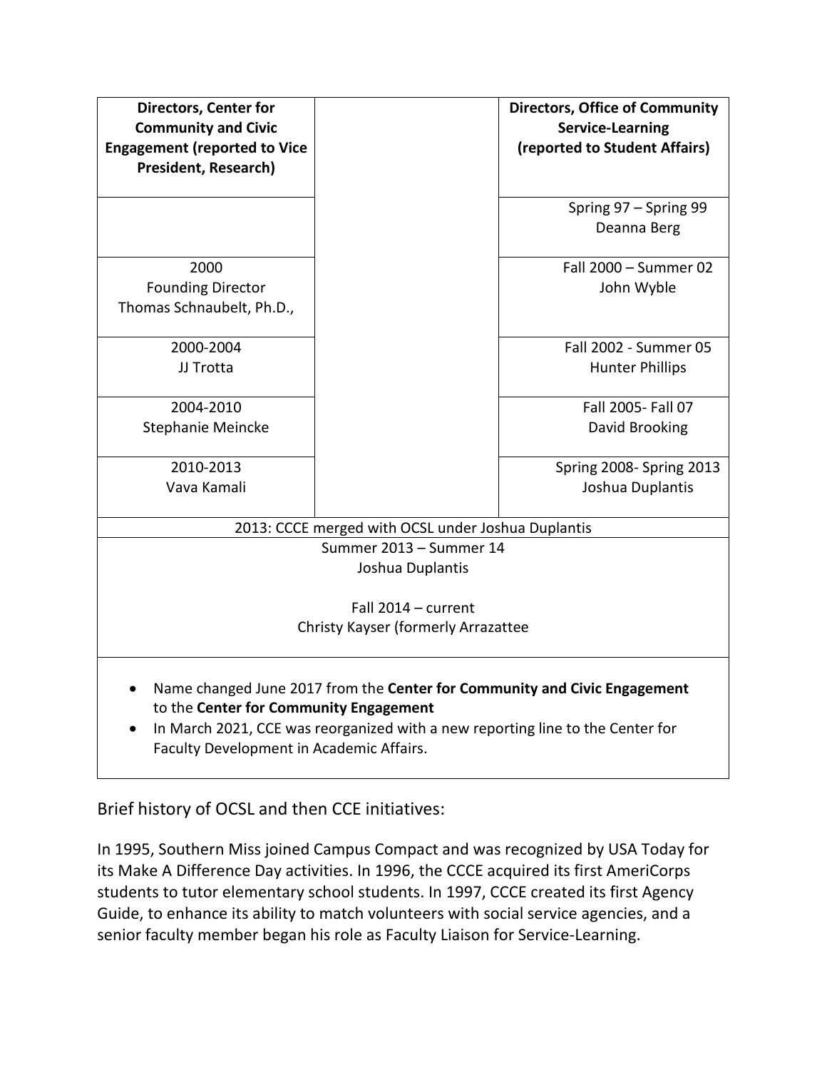| Directors, Center for Community and Civic Engagement (reported to Vice President, Research) | | Directors, Office of Community Service-Learning (reported to Student Affairs) |
|---|---|---|
| | | Spring 97 – Spring 99<br>Deanna Berg |
| 2000<br>Founding Director<br>Thomas Schnaubelt, Ph.D., | | Fall 2000 – Summer 02<br>John Wyble |
| 2000-2004<br>JJ Trotta | | Fall 2002 - Summer 05<br>Hunter Phillips |
| 2004-2010<br>Stephanie Meincke | | Fall 2005- Fall 07<br>David Brooking |
| 2010-2013<br>Vava Kamali | | Spring 2008- Spring 2013<br>Joshua Duplantis |
| 2013: CCCE merged with OCSL under Joshua Duplantis | | |
| Summer 2013 – Summer 14<br>Joshua Duplantis<br><br>Fall 2014 – current<br>Christy Kayser (formerly Arrazattee | | |

- Name changed June 2017 from the **Center for Community and Civic Engagement** to the **Center for Community Engagement**
- In March 2021, CCE was reorganized with a new reporting line to the Center for Faculty Development in Academic Affairs.

Brief history of OCSL and then CCE initiatives:

In 1995, Southern Miss joined Campus Compact and was recognized by USA Today for its Make A Difference Day activities. In 1996, the CCCE acquired its first AmeriCorps students to tutor elementary school students. In 1997, CCCE created its first Agency Guide, to enhance its ability to match volunteers with social service agencies, and a senior faculty member began his role as Faculty Liaison for Service-Learning.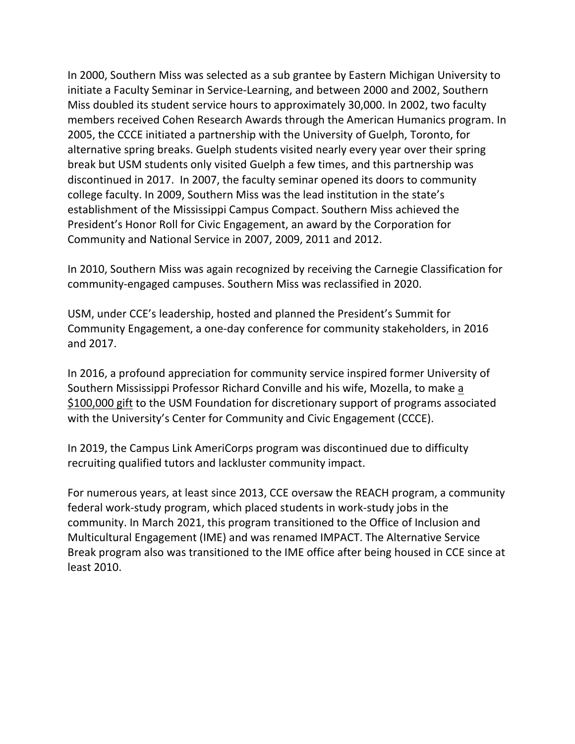In 2000, Southern Miss was selected as a sub grantee by Eastern Michigan University to initiate a Faculty Seminar in Service-Learning, and between 2000 and 2002, Southern Miss doubled its student service hours to approximately 30,000. In 2002, two faculty members received Cohen Research Awards through the American Humanics program. In 2005, the CCCE initiated a partnership with the University of Guelph, Toronto, for alternative spring breaks. Guelph students visited nearly every year over their spring break but USM students only visited Guelph a few times, and this partnership was discontinued in 2017. In 2007, the faculty seminar opened its doors to community college faculty. In 2009, Southern Miss was the lead institution in the state's establishment of the Mississippi Campus Compact. Southern Miss achieved the President's Honor Roll for Civic Engagement, an award by the Corporation for Community and National Service in 2007, 2009, 2011 and 2012.

In 2010, Southern Miss was again recognized by receiving the Carnegie Classification for community-engaged campuses. Southern Miss was reclassified in 2020.

USM, under CCE's leadership, hosted and planned the President's Summit for Community Engagement, a one-day conference for community stakeholders, in 2016 and 2017.

In 2016, a profound appreciation for community service inspired former University of Southern Mississippi Professor Richard Conville and his wife, Mozella, to make a $100,000 gift to the USM Foundation for discretionary support of programs associated with the University's Center for Community and Civic Engagement (CCCE).

In 2019, the Campus Link AmeriCorps program was discontinued due to difficulty recruiting qualified tutors and lackluster community impact.

For numerous years, at least since 2013, CCE oversaw the REACH program, a community federal work-study program, which placed students in work-study jobs in the community. In March 2021, this program transitioned to the Office of Inclusion and Multicultural Engagement (IME) and was renamed IMPACT. The Alternative Service Break program also was transitioned to the IME office after being housed in CCE since at least 2010.